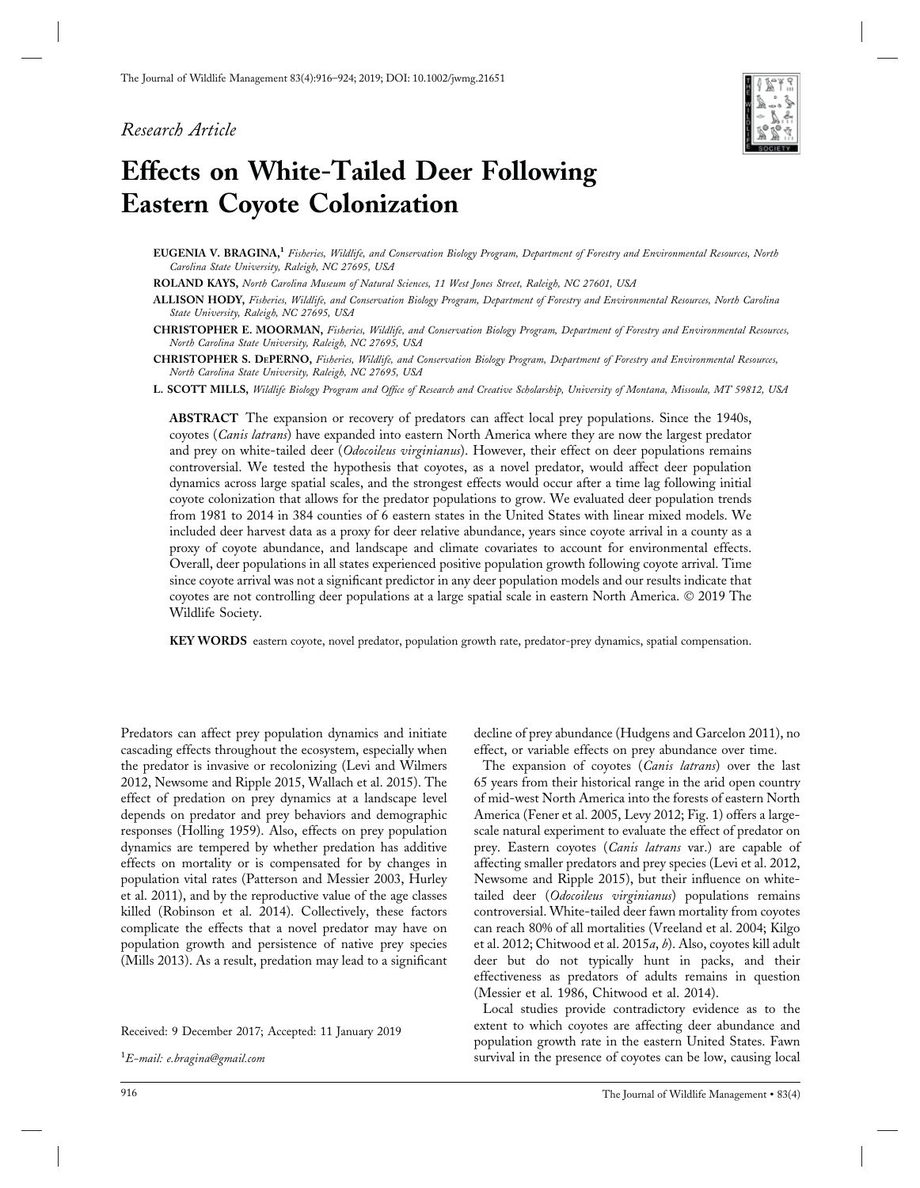*Research Article*

# Effects on White-Tailed Deer Following Eastern Coyote Colonization

**EUGENIA V. BRAGINA,**[1] *Fisheries, Wildlife, and Conservation Biology Program, Department of Forestry and Environmental Resources, North Carolina State University, Raleigh, NC 27695, USA*

**ROLAND KAYS,** *North Carolina Museum of Natural Sciences, 11 West Jones Street, Raleigh, NC 27601, USA*

**ALLISON HODY,** *Fisheries, Wildlife, and Conservation Biology Program, Department of Forestry and Environmental Resources, North Carolina State University, Raleigh, NC 27695, USA*

**CHRISTOPHER E. MOORMAN,** *Fisheries, Wildlife, and Conservation Biology Program, Department of Forestry and Environmental Resources, North Carolina State University, Raleigh, NC 27695, USA*

**CHRISTOPHER S. DEPERNO,** *Fisheries, Wildlife, and Conservation Biology Program, Department of Forestry and Environmental Resources, North Carolina State University, Raleigh, NC 27695, USA*

**L. SCOTT MILLS,** *Wildlife Biology Program and Office of Research and Creative Scholarship, University of Montana, Missoula, MT 59812, USA*

**ABSTRACT** The expansion or recovery of predators can affect local prey populations. Since the 1940s, coyotes (*Canis latrans*) have expanded into eastern North America where they are now the largest predator and prey on white-tailed deer (*Odocoileus virginianus*). However, their effect on deer populations remains controversial. We tested the hypothesis that coyotes, as a novel predator, would affect deer population dynamics across large spatial scales, and the strongest effects would occur after a time lag following initial coyote colonization that allows for the predator populations to grow. We evaluated deer population trends from 1981 to 2014 in 384 counties of 6 eastern states in the United States with linear mixed models. We included deer harvest data as a proxy for deer relative abundance, years since coyote arrival in a county as a proxy of coyote abundance, and landscape and climate covariates to account for environmental effects. Overall, deer populations in all states experienced positive population growth following coyote arrival. Time since coyote arrival was not a significant predictor in any deer population models and our results indicate that coyotes are not controlling deer populations at a large spatial scale in eastern North America. © 2019 The Wildlife Society.

**KEY WORDS** eastern coyote, novel predator, population growth rate, predator-prey dynamics, spatial compensation.

Predators can affect prey population dynamics and initiate cascading effects throughout the ecosystem, especially when the predator is invasive or recolonizing (Levi and Wilmers 2012, Newsome and Ripple 2015, Wallach et al. 2015). The effect of predation on prey dynamics at a landscape level depends on predator and prey behaviors and demographic responses (Holling 1959). Also, effects on prey population dynamics are tempered by whether predation has additive effects on mortality or is compensated for by changes in population vital rates (Patterson and Messier 2003, Hurley et al. 2011), and by the reproductive value of the age classes killed (Robinson et al. 2014). Collectively, these factors complicate the effects that a novel predator may have on population growth and persistence of native prey species (Mills 2013). As a result, predation may lead to a significant decline of prey abundance (Hudgens and Garcelon 2011), no effect, or variable effects on prey abundance over time.

The expansion of coyotes (*Canis latrans*) over the last 65 years from their historical range in the arid open country of mid-west North America into the forests of eastern North America (Fener et al. 2005, Levy 2012; Fig. 1) offers a large-scale natural experiment to evaluate the effect of predator on prey. Eastern coyotes (*Canis latrans* var.) are capable of affecting smaller predators and prey species (Levi et al. 2012, Newsome and Ripple 2015), but their influence on white-tailed deer (*Odocoileus virginianus*) populations remains controversial. White-tailed deer fawn mortality from coyotes can reach 80% of all mortalities (Vreeland et al. 2004; Kilgo et al. 2012; Chitwood et al. 2015*a*, *b*). Also, coyotes kill adult deer but do not typically hunt in packs, and their effectiveness as predators of adults remains in question (Messier et al. 1986, Chitwood et al. 2014).

Local studies provide contradictory evidence as to the extent to which coyotes are affecting deer abundance and population growth rate in the eastern United States. Fawn survival in the presence of coyotes can be low, causing local

Received: 9 December 2017; Accepted: 11 January 2019

[1]*E-mail: e.bragina@gmail.com*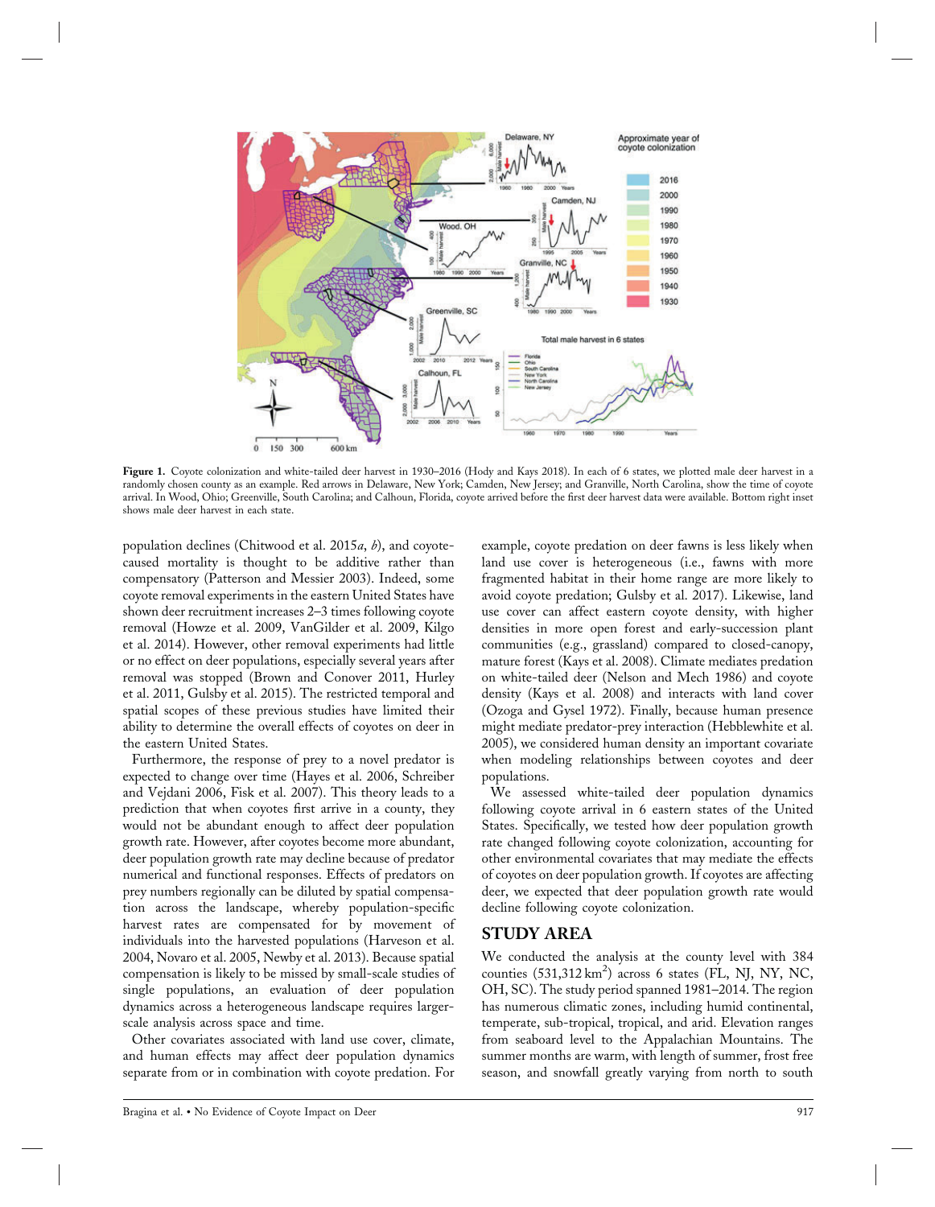**Figure 1.** Coyote colonization and white-tailed deer harvest in 1930–2016 (Hody and Kays 2018). In each of 6 states, we plotted male deer harvest in a randomly chosen county as an example. Red arrows in Delaware, New York; Camden, New Jersey; and Granville, North Carolina, show the time of coyote arrival. In Wood, Ohio; Greenville, South Carolina; and Calhoun, Florida, coyote arrived before the first deer harvest data were available. Bottom right inset shows male deer harvest in each state.

population declines (Chitwood et al. 2015*a*, *b*), and coyote-caused mortality is thought to be additive rather than compensatory (Patterson and Messier 2003). Indeed, some coyote removal experiments in the eastern United States have shown deer recruitment increases 2–3 times following coyote removal (Howze et al. 2009, VanGilder et al. 2009, Kilgo et al. 2014). However, other removal experiments had little or no effect on deer populations, especially several years after removal was stopped (Brown and Conover 2011, Hurley et al. 2011, Gulsby et al. 2015). The restricted temporal and spatial scopes of these previous studies have limited their ability to determine the overall effects of coyotes on deer in the eastern United States.

Furthermore, the response of prey to a novel predator is expected to change over time (Hayes et al. 2006, Schreiber and Vejdani 2006, Fisk et al. 2007). This theory leads to a prediction that when coyotes first arrive in a county, they would not be abundant enough to affect deer population growth rate. However, after coyotes become more abundant, deer population growth rate may decline because of predator numerical and functional responses. Effects of predators on prey numbers regionally can be diluted by spatial compensation across the landscape, whereby population-specific harvest rates are compensated for by movement of individuals into the harvested populations (Harveson et al. 2004, Novaro et al. 2005, Newby et al. 2013). Because spatial compensation is likely to be missed by small-scale studies of single populations, an evaluation of deer population dynamics across a heterogeneous landscape requires larger-scale analysis across space and time.

Other covariates associated with land use cover, climate, and human effects may affect deer population dynamics separate from or in combination with coyote predation. For example, coyote predation on deer fawns is less likely when land use cover is heterogeneous (i.e., fawns with more fragmented habitat in their home range are more likely to avoid coyote predation; Gulsby et al. 2017). Likewise, land use cover can affect eastern coyote density, with higher densities in more open forest and early-succession plant communities (e.g., grassland) compared to closed-canopy, mature forest (Kays et al. 2008). Climate mediates predation on white-tailed deer (Nelson and Mech 1986) and coyote density (Kays et al. 2008) and interacts with land cover (Ozoga and Gysel 1972). Finally, because human presence might mediate predator-prey interaction (Hebblewhite et al. 2005), we considered human density an important covariate when modeling relationships between coyotes and deer populations.

We assessed white-tailed deer population dynamics following coyote arrival in 6 eastern states of the United States. Specifically, we tested how deer population growth rate changed following coyote colonization, accounting for other environmental covariates that may mediate the effects of coyotes on deer population growth. If coyotes are affecting deer, we expected that deer population growth rate would decline following coyote colonization.

## STUDY AREA

We conducted the analysis at the county level with 384 counties (531,312 km$^2$) across 6 states (FL, NJ, NY, NC, OH, SC). The study period spanned 1981–2014. The region has numerous climatic zones, including humid continental, temperate, sub-tropical, tropical, and arid. Elevation ranges from seaboard level to the Appalachian Mountains. The summer months are warm, with length of summer, frost free season, and snowfall greatly varying from north to south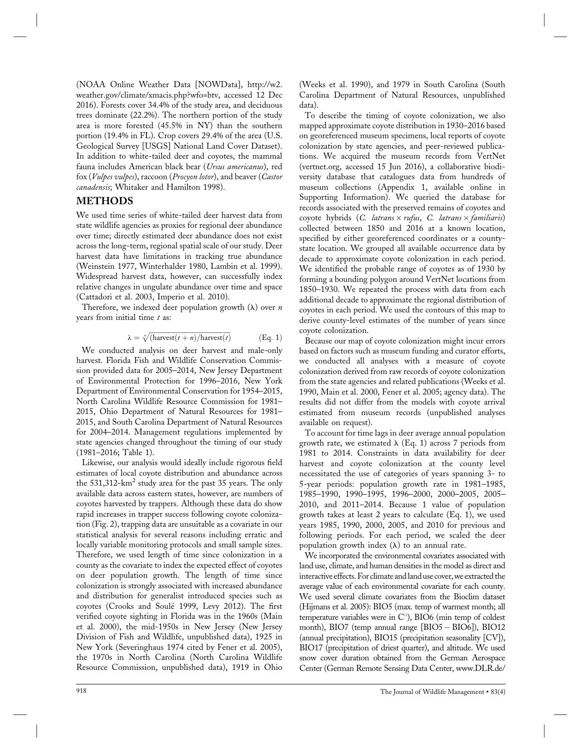(NOAA Online Weather Data [NOWData], http://w2.weather.gov/climate/xmacis.php?wfo=btv, accessed 12 Dec 2016). Forests cover 34.4% of the study area, and deciduous trees dominate (22.2%). The northern portion of the study area is more forested (45.5% in NY) than the southern portion (19.4% in FL). Crop covers 29.4% of the area (U.S. Geological Survey [USGS] National Land Cover Dataset). In addition to white-tailed deer and coyotes, the mammal fauna includes American black bear (*Ursus americanus*), red fox (*Vulpes vulpes*), raccoon (*Procyon lotor*), and beaver (*Castor canadensis*; Whitaker and Hamilton 1998).

## METHODS

We used time series of white-tailed deer harvest data from state wildlife agencies as proxies for regional deer abundance over time; directly estimated deer abundance does not exist across the long-term, regional spatial scale of our study. Deer harvest data have limitations in tracking true abundance (Weinstein 1977, Winterhalder 1980, Lambin et al. 1999). Widespread harvest data, however, can successfully index relative changes in ungulate abundance over time and space (Cattadori et al. 2003, Imperio et al. 2010).

Therefore, we indexed deer population growth ($\lambda$) over $n$ years from initial time $t$ as:

$$\lambda = \sqrt[n]{(\text{harvest}(t+n)/\text{harvest}(t)} \qquad \text{(Eq. 1)}$$

We conducted analysis on deer harvest and male-only harvest. Florida Fish and Wildlife Conservation Commission provided data for 2005–2014, New Jersey Department of Environmental Protection for 1996–2016, New York Department of Environmental Conservation for 1954–2015, North Carolina Wildlife Resource Commission for 1981–2015, Ohio Department of Natural Resources for 1981–2015, and South Carolina Department of Natural Resources for 2004–2014. Management regulations implemented by state agencies changed throughout the timing of our study (1981–2016; Table 1).

Likewise, our analysis would ideally include rigorous field estimates of local coyote distribution and abundance across the 531,312-km$^2$ study area for the past 35 years. The only available data across eastern states, however, are numbers of coyotes harvested by trappers. Although these data do show rapid increases in trapper success following coyote colonization (Fig. 2), trapping data are unsuitable as a covariate in our statistical analysis for several reasons including erratic and locally variable monitoring protocols and small sample sizes. Therefore, we used length of time since colonization in a county as the covariate to index the expected effect of coyotes on deer population growth. The length of time since colonization is strongly associated with increased abundance and distribution for generalist introduced species such as coyotes (Crooks and Soulé 1999, Levy 2012). The first verified coyote sighting in Florida was in the 1960s (Main et al. 2000), the mid-1950s in New Jersey (New Jersey Division of Fish and Wildlife, unpublished data), 1925 in New York (Severinghaus 1974 cited by Fener et al. 2005), the 1970s in North Carolina (North Carolina Wildlife Resource Commission, unpublished data), 1919 in Ohio (Weeks et al. 1990), and 1979 in South Carolina (South Carolina Department of Natural Resources, unpublished data).

To describe the timing of coyote colonization, we also mapped approximate coyote distribution in 1930–2016 based on georeferenced museum specimens, local reports of coyote colonization by state agencies, and peer-reviewed publications. We acquired the museum records from VertNet (vertnet.org, accessed 15 Jun 2016), a collaborative biodiversity database that catalogues data from hundreds of museum collections (Appendix 1, available online in Supporting Information). We queried the database for records associated with the preserved remains of coyotes and coyote hybrids (*C. latrans* × *rufus*, *C. latrans* × *familiaris*) collected between 1850 and 2016 at a known location, specified by either georeferenced coordinates or a county-state location. We grouped all available occurrence data by decade to approximate coyote colonization in each period. We identified the probable range of coyotes as of 1930 by forming a bounding polygon around VertNet locations from 1850–1930. We repeated the process with data from each additional decade to approximate the regional distribution of coyotes in each period. We used the contours of this map to derive county-level estimates of the number of years since coyote colonization.

Because our map of coyote colonization might incur errors based on factors such as museum funding and curator efforts, we conducted all analyses with a measure of coyote colonization derived from raw records of coyote colonization from the state agencies and related publications (Weeks et al. 1990, Main et al. 2000, Fener et al. 2005; agency data). The results did not differ from the models with coyote arrival estimated from museum records (unpublished analyses available on request).

To account for time lags in deer average annual population growth rate, we estimated $\lambda$ (Eq. 1) across 7 periods from 1981 to 2014. Constraints in data availability for deer harvest and coyote colonization at the county level necessitated the use of categories of years spanning 3- to 5-year periods: population growth rate in 1981–1985, 1985–1990, 1990–1995, 1996–2000, 2000–2005, 2005–2010, and 2011–2014. Because 1 value of population growth takes at least 2 years to calculate (Eq. 1), we used years 1985, 1990, 2000, 2005, and 2010 for previous and following periods. For each period, we scaled the deer population growth index ($\lambda$) to an annual rate.

We incorporated the environmental covariates associated with land use, climate, and human densities in the model as direct and interactive effects. For climate and land use cover, we extracted the average value of each environmental covariate for each county. We used several climate covariates from the Bioclim dataset (Hijmans et al. 2005): BIO5 (max. temp of warmest month; all temperature variables were in C°), BIO6 (min temp of coldest month), BIO7 (temp annual range [BIO5 – BIO6]), BIO12 (annual precipitation), BIO15 (precipitation seasonality [CV]), BIO17 (precipitation of driest quarter), and altitude. We used snow cover duration obtained from the German Aerospace Center (German Remote Sensing Data Center, www.DLR.de/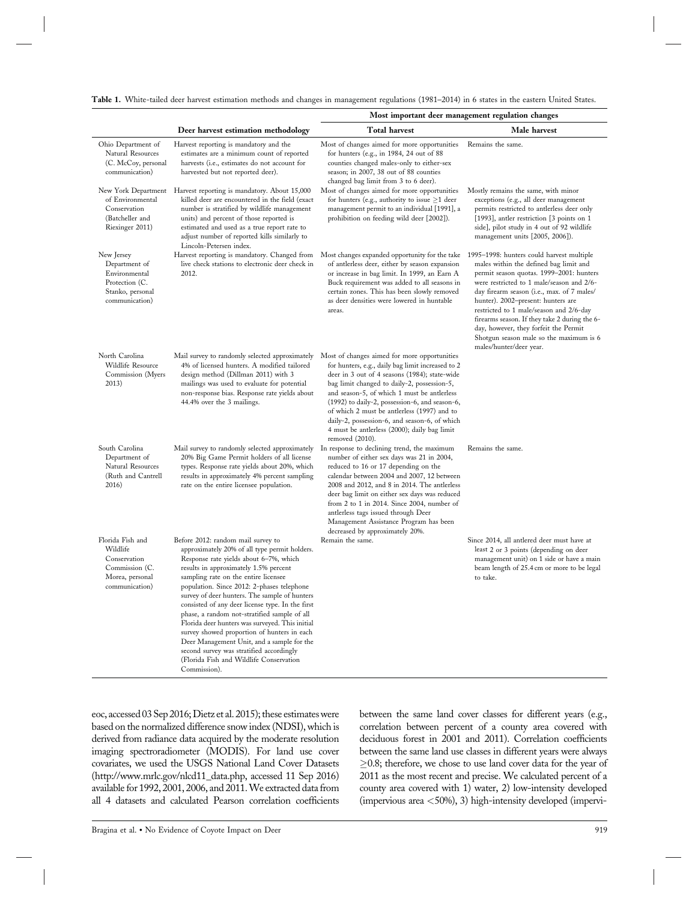**Table 1.** White-tailed deer harvest estimation methods and changes in management regulations (1981–2014) in 6 states in the eastern United States.

| | Deer harvest estimation methodology | Most important deer management regulation changes | |
|---|---|---|---|
| | | **Total harvest** | **Male harvest** |
| Ohio Department of Natural Resources (C. McCoy, personal communication) | Harvest reporting is mandatory and the estimates are a minimum count of reported harvests (i.e., estimates do not account for harvested but not reported deer). | Most of changes aimed for more opportunities for hunters (e.g., in 1984, 24 out of 88 counties changed males-only to either-sex season; in 2007, 38 out of 88 counties changed bag limit from 3 to 6 deer). | Remains the same. |
| New York Department of Environmental Conservation (Batcheller and Riexinger 2011) | Harvest reporting is mandatory. About 15,000 killed deer are encountered in the field (exact number is stratified by wildlife management units) and percent of those reported is estimated and used as a true report rate to adjust number of reported kills similarly to Lincoln-Petersen index. | Most of changes aimed for more opportunities for hunters (e.g., authority to issue ≥1 deer management permit to an individual [1991], a prohibition on feeding wild deer [2002]). | Mostly remains the same, with minor exceptions (e.g., all deer management permits restricted to antlerless deer only [1993], antler restriction [3 points on 1 side], pilot study in 4 out of 92 wildlife management units [2005, 2006]). |
| New Jersey Department of Environmental Protection (C. Stanko, personal communication) | Harvest reporting is mandatory. Changed from live check stations to electronic deer check in 2012. | Most changes expanded opportunity for the take of antlerless deer, either by season expansion or increase in bag limit. In 1999, an Earn A Buck requirement was added to all seasons in certain zones. This has been slowly removed as deer densities were lowered in huntable areas. | 1995–1998: hunters could harvest multiple males within the defined bag limit and permit season quotas. 1999–2001: hunters were restricted to 1 male/season and 2/6-day firearm season (i.e., max. of 7 males/hunter). 2002–present: hunters are restricted to 1 male/season and 2/6-day firearms season. If they take 2 during the 6-day, however, they forfeit the Permit Shotgun season male so the maximum is 6 males/hunter/deer year. |
| North Carolina Wildlife Resource Commission (Myers 2013) | Mail survey to randomly selected approximately 4% of licensed hunters. A modified tailored design method (Dillman 2011) with 3 mailings was used to evaluate for potential non-response bias. Response rate yields about 44.4% over the 3 mailings. | Most of changes aimed for more opportunities for hunters, e.g., daily bag limit increased to 2 deer in 3 out of 4 seasons (1984); state-wide bag limit changed to daily-2, possession-5, and season-5, of which 1 must be antlerless (1992) to daily-2, possession-6, and season-6, of which 2 must be antlerless (1997) and to daily-2, possession-6, and season-6, of which 4 must be antlerless (2000); daily bag limit removed (2010). | |
| South Carolina Department of Natural Resources (Ruth and Cantrell 2016) | Mail survey to randomly selected approximately 20% Big Game Permit holders of all license types. Response rate yields about 20%, which results in approximately 4% percent sampling rate on the entire licensee population. | In response to declining trend, the maximum number of either sex days was 21 in 2004, reduced to 16 or 17 depending on the calendar between 2004 and 2007, 12 between 2008 and 2012, and 8 in 2014. The antlerless deer bag limit on either sex days was reduced from 2 to 1 in 2014. Since 2004, number of antlerless tags issued through Deer Management Assistance Program has been decreased by approximately 20%. | Remains the same. |
| Florida Fish and Wildlife Conservation Commission (C. Morea, personal communication) | Before 2012: random mail survey to approximately 20% of all type permit holders. Response rate yields about 6–7%, which results in approximately 1.5% percent sampling rate on the entire licensee population. Since 2012: 2-phases telephone survey of deer hunters. The sample of hunters consisted of any deer license type. In the first phase, a random not-stratified sample of all Florida deer hunters was surveyed. This initial survey showed proportion of hunters in each Deer Management Unit, and a sample for the second survey was stratified accordingly (Florida Fish and Wildlife Conservation Commission). | Remain the same. | Since 2014, all antlered deer must have at least 2 or 3 points (depending on deer management unit) on 1 side or have a main beam length of 25.4 cm or more to be legal to take. |

eoc, accessed 03 Sep 2016; Dietz et al. 2015); these estimates were based on the normalized difference snow index (NDSI), which is derived from radiance data acquired by the moderate resolution imaging spectroradiometer (MODIS). For land use cover covariates, we used the USGS National Land Cover Datasets (http://www.mrlc.gov/nlcd11_data.php, accessed 11 Sep 2016) available for 1992, 2001, 2006, and 2011. We extracted data from all 4 datasets and calculated Pearson correlation coefficients between the same land cover classes for different years (e.g., correlation between percent of a county area covered with deciduous forest in 2001 and 2011). Correlation coefficients between the same land use classes in different years were always ≥0.8; therefore, we chose to use land cover data for the year of 2011 as the most recent and precise. We calculated percent of a county area covered with 1) water, 2) low-intensity developed (impervious area <50%), 3) high-intensity developed (impervi-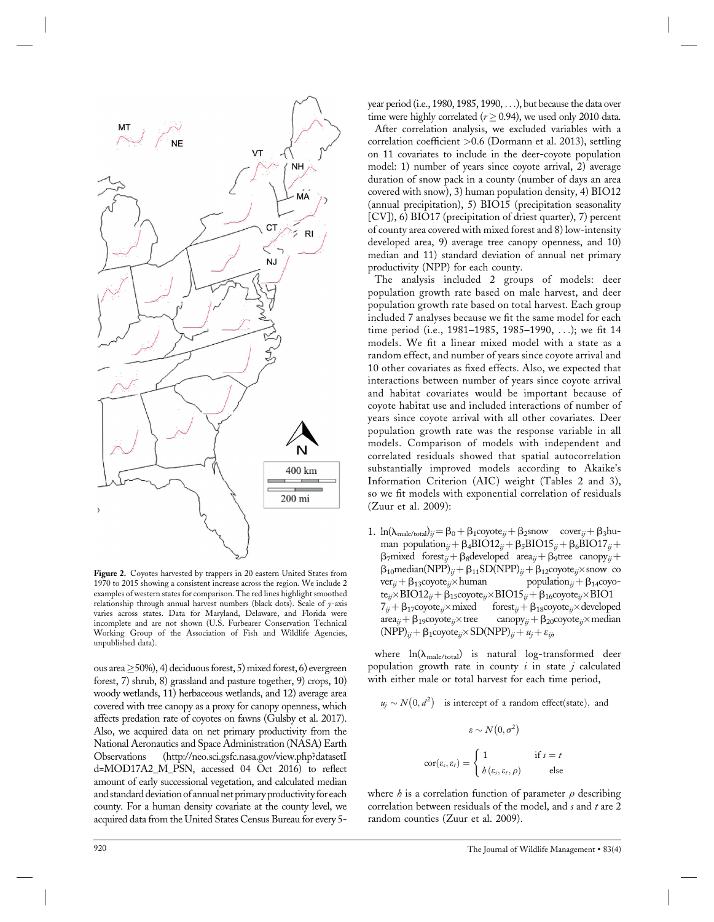Figure 2. Coyotes harvested by trappers in 20 eastern United States from 1970 to 2015 showing a consistent increase across the region. We include 2 examples of western states for comparison. The red lines highlight smoothed relationship through annual harvest numbers (black dots). Scale of $y$-axis varies across states. Data for Maryland, Delaware, and Florida were incomplete and are not shown (U.S. Furbearer Conservation Technical Working Group of the Association of Fish and Wildlife Agencies, unpublished data).

ous area $\geq$50%), 4) deciduous forest, 5) mixed forest, 6) evergreen forest, 7) shrub, 8) grassland and pasture together, 9) crops, 10) woody wetlands, 11) herbaceous wetlands, and 12) average area covered with tree canopy as a proxy for canopy openness, which affects predation rate of coyotes on fawns (Gulsby et al. 2017). Also, we acquired data on net primary productivity from the National Aeronautics and Space Administration (NASA) Earth Observations (http://neo.sci.gsfc.nasa.gov/view.php?datasetId=MOD17A2_M_PSN, accessed 04 Oct 2016) to reflect amount of early successional vegetation, and calculated median and standard deviation of annual net primary productivity for each county. For a human density covariate at the county level, we acquired data from the United States Census Bureau for every 5-year period (i.e., 1980, 1985, 1990, ...), but because the data over time were highly correlated ($r \geq 0.94$), we used only 2010 data.

After correlation analysis, we excluded variables with a correlation coefficient >0.6 (Dormann et al. 2013), settling on 11 covariates to include in the deer-coyote population model: 1) number of years since coyote arrival, 2) average duration of snow pack in a county (number of days an area covered with snow), 3) human population density, 4) BIO12 (annual precipitation), 5) BIO15 (precipitation seasonality [CV]), 6) BIO17 (precipitation of driest quarter), 7) percent of county area covered with mixed forest and 8) low-intensity developed area, 9) average tree canopy openness, and 10) median and 11) standard deviation of annual net primary productivity (NPP) for each county.

The analysis included 2 groups of models: deer population growth rate based on male harvest, and deer population growth rate based on total harvest. Each group included 7 analyses because we fit the same model for each time period (i.e., 1981–1985, 1985–1990, ...); we fit 14 models. We fit a linear mixed model with a state as a random effect, and number of years since coyote arrival and 10 other covariates as fixed effects. Also, we expected that interactions between number of years since coyote arrival and habitat covariates would be important because of coyote habitat use and included interactions of number of years since coyote arrival with all other covariates. Deer population growth rate was the response variable in all models. Comparison of models with independent and correlated residuals showed that spatial autocorrelation substantially improved models according to Akaike's Information Criterion (AIC) weight (Tables 2 and 3), so we fit models with exponential correlation of residuals (Zuur et al. 2009):

1. $\ln(\lambda_{\text{male/total}})_{ij} = \beta_0 + \beta_1\text{coyote}_{ij} + \beta_2\text{snow cover}_{ij} + \beta_3\text{human population}_{ij} + \beta_4\text{BIO12}_{ij} + \beta_5\text{BIO15}_{ij} + \beta_6\text{BIO17}_{ij} + \beta_7\text{mixed forest}_{ij} + \beta_8\text{developed area}_{ij} + \beta_9\text{tree canopy}_{ij} + \beta_{10}\text{median(NPP)}_{ij} + \beta_{11}\text{SD(NPP)}_{ij} + \beta_{12}\text{coyote}_{ij}\times\text{snow cover}_{ij} + \beta_{13}\text{coyote}_{ij}\times\text{human population}_{ij} + \beta_{14}\text{coyote}_{ij}\times\text{BIO12}_{ij} + \beta_{15}\text{coyote}_{ij}\times\text{BIO15}_{ij} + \beta_{16}\text{coyote}_{ij}\times\text{BIO17}_{ij} + \beta_{17}\text{coyote}_{ij}\times\text{mixed forest}_{ij} + \beta_{18}\text{coyote}_{ij}\times\text{developed area}_{ij} + \beta_{19}\text{coyote}_{ij}\times\text{tree canopy}_{ij} + \beta_{20}\text{coyote}_{ij}\times\text{median (NPP)}_{ij} + \beta_1\text{coyote}_{ij}\times\text{SD(NPP)}_{ij} + u_j + \varepsilon_{ij}$,

where $\ln(\lambda_{\text{male/total}})$ is natural log-transformed deer population growth rate in county $i$ in state $j$ calculated with either male or total harvest for each time period,

$$u_j \sim N(0, d^2) \quad \text{is intercept of a random effect(state), and}$$

$$\varepsilon \sim N(0, \sigma^2)$$

$$\text{cor}(\varepsilon_s, \varepsilon_t) = \begin{cases} 1 & \text{if } s = t \\ h(\varepsilon_s, \varepsilon_t, \rho) & \text{else} \end{cases}$$

where $h$ is a correlation function of parameter $\rho$ describing correlation between residuals of the model, and $s$ and $t$ are 2 random counties (Zuur et al. 2009).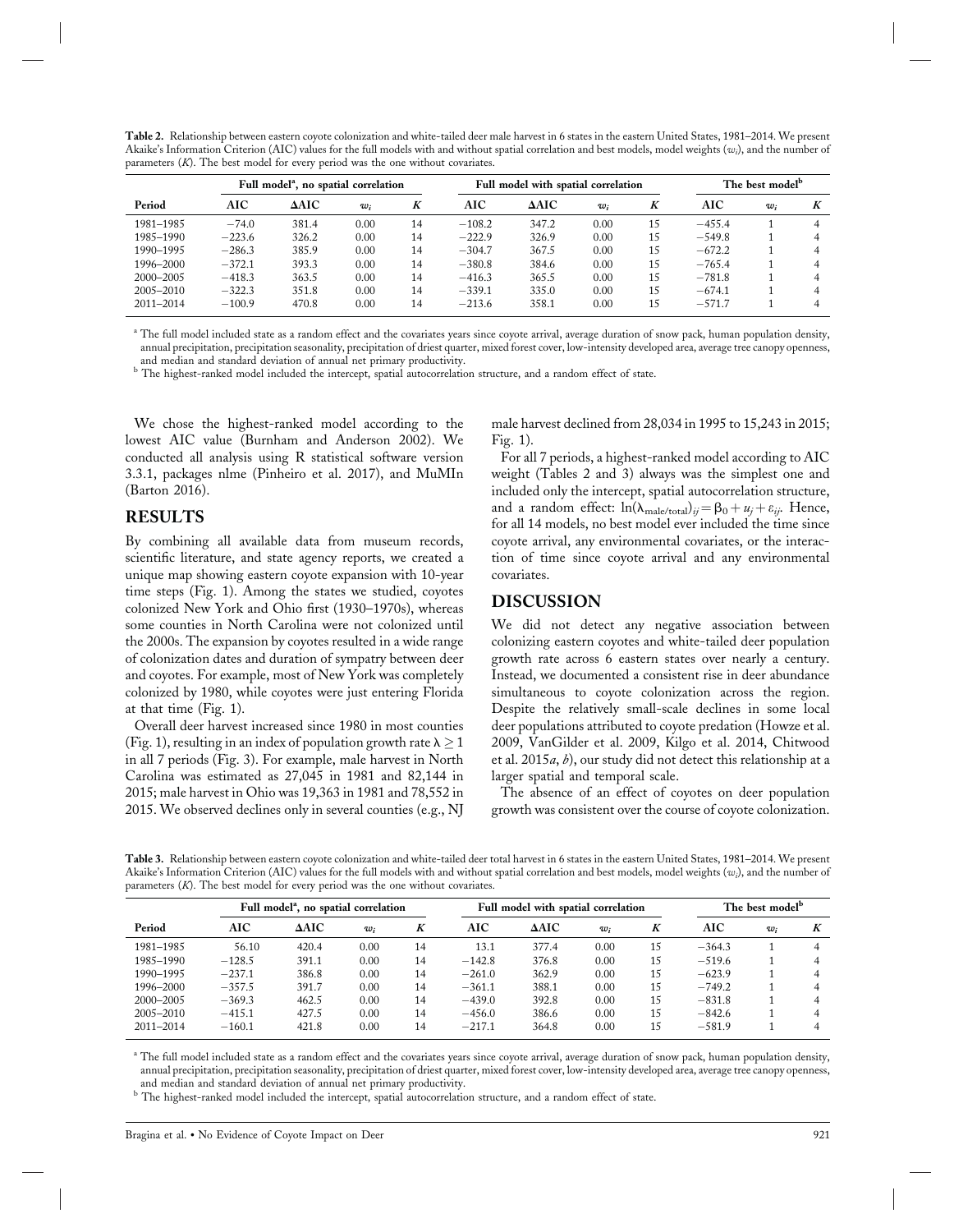**Table 2.** Relationship between eastern coyote colonization and white-tailed deer male harvest in 6 states in the eastern United States, 1981–2014. We present Akaike's Information Criterion (AIC) values for the full models with and without spatial correlation and best models, model weights ($w_i$), and the number of parameters ($K$). The best model for every period was the one without covariates.

| | Full model[a], no spatial correlation | | | | Full model with spatial correlation | | | | The best model[b] | | |
|---|---|---|---|---|---|---|---|---|---|---|---|
| Period | AIC | ΔAIC | $w_i$ | $K$ | AIC | ΔAIC | $w_i$ | $K$ | AIC | $w_i$ | $K$ |
| 1981–1985 | −74.0 | 381.4 | 0.00 | 14 | −108.2 | 347.2 | 0.00 | 15 | −455.4 | 1 | 4 |
| 1985–1990 | −223.6 | 326.2 | 0.00 | 14 | −222.9 | 326.9 | 0.00 | 15 | −549.8 | 1 | 4 |
| 1990–1995 | −286.3 | 385.9 | 0.00 | 14 | −304.7 | 367.5 | 0.00 | 15 | −672.2 | 1 | 4 |
| 1996–2000 | −372.1 | 393.3 | 0.00 | 14 | −380.8 | 384.6 | 0.00 | 15 | −765.4 | 1 | 4 |
| 2000–2005 | −418.3 | 363.5 | 0.00 | 14 | −416.3 | 365.5 | 0.00 | 15 | −781.8 | 1 | 4 |
| 2005–2010 | −322.3 | 351.8 | 0.00 | 14 | −339.1 | 335.0 | 0.00 | 15 | −674.1 | 1 | 4 |
| 2011–2014 | −100.9 | 470.8 | 0.00 | 14 | −213.6 | 358.1 | 0.00 | 15 | −571.7 | 1 | 4 |

[a] The full model included state as a random effect and the covariates years since coyote arrival, average duration of snow pack, human population density, annual precipitation, precipitation seasonality, precipitation of driest quarter, mixed forest cover, low-intensity developed area, average tree canopy openness, and median and standard deviation of annual net primary productivity.

[b] The highest-ranked model included the intercept, spatial autocorrelation structure, and a random effect of state.

We chose the highest-ranked model according to the lowest AIC value (Burnham and Anderson 2002). We conducted all analysis using R statistical software version 3.3.1, packages nlme (Pinheiro et al. 2017), and MuMIn (Barton 2016).

## RESULTS

By combining all available data from museum records, scientific literature, and state agency reports, we created a unique map showing eastern coyote expansion with 10-year time steps (Fig. 1). Among the states we studied, coyotes colonized New York and Ohio first (1930–1970s), whereas some counties in North Carolina were not colonized until the 2000s. The expansion by coyotes resulted in a wide range of colonization dates and duration of sympatry between deer and coyotes. For example, most of New York was completely colonized by 1980, while coyotes were just entering Florida at that time (Fig. 1).

Overall deer harvest increased since 1980 in most counties (Fig. 1), resulting in an index of population growth rate $\lambda \geq 1$ in all 7 periods (Fig. 3). For example, male harvest in North Carolina was estimated as 27,045 in 1981 and 82,144 in 2015; male harvest in Ohio was 19,363 in 1981 and 78,552 in 2015. We observed declines only in several counties (e.g., NJ male harvest declined from 28,034 in 1995 to 15,243 in 2015; Fig. 1).

For all 7 periods, a highest-ranked model according to AIC weight (Tables 2 and 3) always was the simplest one and included only the intercept, spatial autocorrelation structure, and a random effect: $\ln(\lambda_{\text{male/total}})_{ij} = \beta_0 + u_j + \varepsilon_{ij}$. Hence, for all 14 models, no best model ever included the time since coyote arrival, any environmental covariates, or the interaction of time since coyote arrival and any environmental covariates.

## DISCUSSION

We did not detect any negative association between colonizing eastern coyotes and white-tailed deer population growth rate across 6 eastern states over nearly a century. Instead, we documented a consistent rise in deer abundance simultaneous to coyote colonization across the region. Despite the relatively small-scale declines in some local deer populations attributed to coyote predation (Howze et al. 2009, VanGilder et al. 2009, Kilgo et al. 2014, Chitwood et al. 2015*a*, *b*), our study did not detect this relationship at a larger spatial and temporal scale.

The absence of an effect of coyotes on deer population growth was consistent over the course of coyote colonization.

**Table 3.** Relationship between eastern coyote colonization and white-tailed deer total harvest in 6 states in the eastern United States, 1981–2014. We present Akaike's Information Criterion (AIC) values for the full models with and without spatial correlation and best models, model weights ($w_i$), and the number of parameters ($K$). The best model for every period was the one without covariates.

| | Full model[a], no spatial correlation | | | | Full model with spatial correlation | | | | The best model[b] | | |
|---|---|---|---|---|---|---|---|---|---|---|---|
| Period | AIC | ΔAIC | $w_i$ | $K$ | AIC | ΔAIC | $w_i$ | $K$ | AIC | $w_i$ | $K$ |
| 1981–1985 | 56.10 | 420.4 | 0.00 | 14 | 13.1 | 377.4 | 0.00 | 15 | −364.3 | 1 | 4 |
| 1985–1990 | −128.5 | 391.1 | 0.00 | 14 | −142.8 | 376.8 | 0.00 | 15 | −519.6 | 1 | 4 |
| 1990–1995 | −237.1 | 386.8 | 0.00 | 14 | −261.0 | 362.9 | 0.00 | 15 | −623.9 | 1 | 4 |
| 1996–2000 | −357.5 | 391.7 | 0.00 | 14 | −361.1 | 388.1 | 0.00 | 15 | −749.2 | 1 | 4 |
| 2000–2005 | −369.3 | 462.5 | 0.00 | 14 | −439.0 | 392.8 | 0.00 | 15 | −831.8 | 1 | 4 |
| 2005–2010 | −415.1 | 427.5 | 0.00 | 14 | −456.0 | 386.6 | 0.00 | 15 | −842.6 | 1 | 4 |
| 2011–2014 | −160.1 | 421.8 | 0.00 | 14 | −217.1 | 364.8 | 0.00 | 15 | −581.9 | 1 | 4 |

[a] The full model included state as a random effect and the covariates years since coyote arrival, average duration of snow pack, human population density, annual precipitation, precipitation seasonality, precipitation of driest quarter, mixed forest cover, low-intensity developed area, average tree canopy openness, and median and standard deviation of annual net primary productivity.

[b] The highest-ranked model included the intercept, spatial autocorrelation structure, and a random effect of state.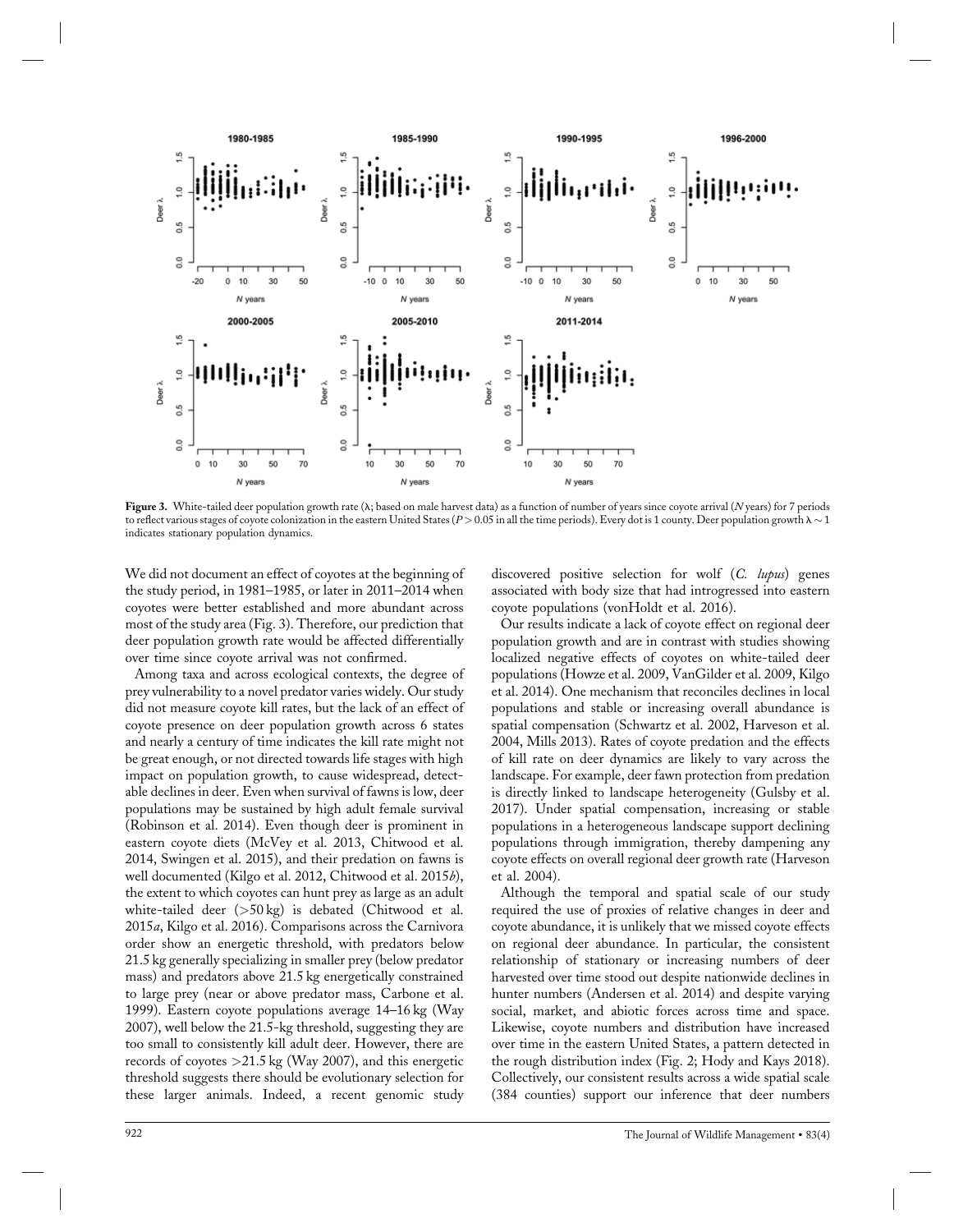Figure 3. White-tailed deer population growth rate (λ; based on male harvest data) as a function of number of years since coyote arrival (*N* years) for 7 periods to reflect various stages of coyote colonization in the eastern United States ($P > 0.05$ in all the time periods). Every dot is 1 county. Deer population growth $\lambda \sim 1$ indicates stationary population dynamics.

We did not document an effect of coyotes at the beginning of the study period, in 1981–1985, or later in 2011–2014 when coyotes were better established and more abundant across most of the study area (Fig. 3). Therefore, our prediction that deer population growth rate would be affected differentially over time since coyote arrival was not confirmed.

Among taxa and across ecological contexts, the degree of prey vulnerability to a novel predator varies widely. Our study did not measure coyote kill rates, but the lack of an effect of coyote presence on deer population growth across 6 states and nearly a century of time indicates the kill rate might not be great enough, or not directed towards life stages with high impact on population growth, to cause widespread, detectable declines in deer. Even when survival of fawns is low, deer populations may be sustained by high adult female survival (Robinson et al. 2014). Even though deer is prominent in eastern coyote diets (McVey et al. 2013, Chitwood et al. 2014, Swingen et al. 2015), and their predation on fawns is well documented (Kilgo et al. 2012, Chitwood et al. 2015*b*), the extent to which coyotes can hunt prey as large as an adult white-tailed deer (>50 kg) is debated (Chitwood et al. 2015*a*, Kilgo et al. 2016). Comparisons across the Carnivora order show an energetic threshold, with predators below 21.5 kg generally specializing in smaller prey (below predator mass) and predators above 21.5 kg energetically constrained to large prey (near or above predator mass, Carbone et al. 1999). Eastern coyote populations average 14–16 kg (Way 2007), well below the 21.5-kg threshold, suggesting they are too small to consistently kill adult deer. However, there are records of coyotes >21.5 kg (Way 2007), and this energetic threshold suggests there should be evolutionary selection for these larger animals. Indeed, a recent genomic study discovered positive selection for wolf (*C. lupus*) genes associated with body size that had introgressed into eastern coyote populations (vonHoldt et al. 2016).

Our results indicate a lack of coyote effect on regional deer population growth and are in contrast with studies showing localized negative effects of coyotes on white-tailed deer populations (Howze et al. 2009, VanGilder et al. 2009, Kilgo et al. 2014). One mechanism that reconciles declines in local populations and stable or increasing overall abundance is spatial compensation (Schwartz et al. 2002, Harveson et al. 2004, Mills 2013). Rates of coyote predation and the effects of kill rate on deer dynamics are likely to vary across the landscape. For example, deer fawn protection from predation is directly linked to landscape heterogeneity (Gulsby et al. 2017). Under spatial compensation, increasing or stable populations in a heterogeneous landscape support declining populations through immigration, thereby dampening any coyote effects on overall regional deer growth rate (Harveson et al. 2004).

Although the temporal and spatial scale of our study required the use of proxies of relative changes in deer and coyote abundance, it is unlikely that we missed coyote effects on regional deer abundance. In particular, the consistent relationship of stationary or increasing numbers of deer harvested over time stood out despite nationwide declines in hunter numbers (Andersen et al. 2014) and despite varying social, market, and abiotic forces across time and space. Likewise, coyote numbers and distribution have increased over time in the eastern United States, a pattern detected in the rough distribution index (Fig. 2; Hody and Kays 2018). Collectively, our consistent results across a wide spatial scale (384 counties) support our inference that deer numbers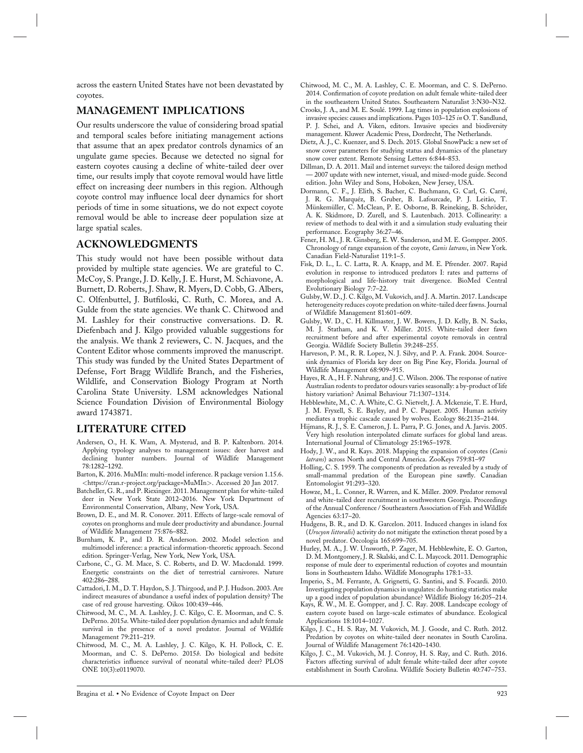across the eastern United States have not been devastated by coyotes.

## MANAGEMENT IMPLICATIONS

Our results underscore the value of considering broad spatial and temporal scales before initiating management actions that assume that an apex predator controls dynamics of an ungulate game species. Because we detected no signal for eastern coyotes causing a decline of white-tailed deer over time, our results imply that coyote removal would have little effect on increasing deer numbers in this region. Although coyote control may influence local deer dynamics for short periods of time in some situations, we do not expect coyote removal would be able to increase deer population size at large spatial scales.

## ACKNOWLEDGMENTS

This study would not have been possible without data provided by multiple state agencies. We are grateful to C. McCoy, S. Prange, J. D. Kelly, J. E. Hurst, M. Schiavone, A. Burnett, D. Roberts, J. Shaw, R. Myers, D. Cobb, G. Albers, C. Olfenbuttel, J. Butfiloski, C. Ruth, C. Morea, and A. Gulde from the state agencies. We thank C. Chitwood and M. Lashley for their constructive conversations. D. R. Diefenbach and J. Kilgo provided valuable suggestions for the analysis. We thank 2 reviewers, C. N. Jacques, and the Content Editor whose comments improved the manuscript. This study was funded by the United States Department of Defense, Fort Bragg Wildlife Branch, and the Fisheries, Wildlife, and Conservation Biology Program at North Carolina State University. LSM acknowledges National Science Foundation Division of Environmental Biology award 1743871.

## LITERATURE CITED

Andersen, O., H. K. Wam, A. Mysterud, and B. P. Kaltenborn. 2014. Applying typology analyses to management issues: deer harvest and declining hunter numbers. Journal of Wildlife Management 78:1282–1292.

Barton, K. 2016. MuMIn: multi-model inference. R package version 1.15.6. <https://cran.r-project.org/package=MuMIn>. Accessed 20 Jan 2017.

Batcheller, G. R., and P. Riexinger. 2011. Management plan for white-tailed deer in New York State 2012–2016. New York Department of Environmental Conservation, Albany, New York, USA.

Brown, D. E., and M. R. Conover. 2011. Effects of large-scale removal of coyotes on pronghorns and mule deer productivity and abundance. Journal of Wildlife Management 75:876–882.

Burnham, K. P., and D. R. Anderson. 2002. Model selection and multimodel inference: a practical information-theoretic approach. Second edition. Springer-Verlag, New York, New York, USA.

Carbone, C., G. M. Mace, S. C. Roberts, and D. W. Macdonald. 1999. Energetic constraints on the diet of terrestrial carnivores. Nature 402:286–288.

Cattadori, I. M., D. T. Haydon, S. J. Thirgood, and P. J. Hudson. 2003. Are indirect measures of abundance a useful index of population density? The case of red grouse harvesting. Oikos 100:439–446.

Chitwood, M. C., M. A. Lashley, J. C. Kilgo, C. E. Moorman, and C. S. DePerno. 2015*a*. White-tailed deer population dynamics and adult female survival in the presence of a novel predator. Journal of Wildlife Management 79:211–219.

Chitwood, M. C., M. A. Lashley, J. C. Kilgo, K. H. Pollock, C. E. Moorman, and C. S. DePerno. 2015*b*. Do biological and bedsite characteristics influence survival of neonatal white-tailed deer? PLOS ONE 10(3):e0119070.

Chitwood, M. C., M. A. Lashley, C. E. Moorman, and C. S. DePerno. 2014. Confirmation of coyote predation on adult female white-tailed deer in the southeastern United States. Southeastern Naturalist 3:N30–N32.

Crooks, J. A., and M. E. Soulé. 1999. Lag times in population explosions of invasive species: causes and implications. Pages 103–125 *in* O. T. Sandlund, P. J. Schei, and A. Viken, editors. Invasive species and biodiversity management. Kluwer Academic Press, Dordrecht, The Netherlands.

Dietz, A. J., C. Kuenzer, and S. Dech. 2015. Global SnowPack: a new set of snow cover parameters for studying status and dynamics of the planetary snow cover extent. Remote Sensing Letters 6:844–853.

Dillman, D. A. 2011. Mail and internet surveys: the tailored design method — 2007 update with new internet, visual, and mixed-mode guide. Second edition. John Wiley and Sons, Hoboken, New Jersey, USA.

Dormann, C. F., J. Elith, S. Bacher, C. Buchmann, G. Carl, G. Carré, J. R. G. Marquéz, B. Gruber, B. Lafourcade, P. J. Leitão, T. Münkemüller, C. McClean, P. E. Osborne, B. Reineking, B. Schröder, A. K. Skidmore, D. Zurell, and S. Lautenbach. 2013. Collinearity: a review of methods to deal with it and a simulation study evaluating their performance. Ecography 36:27–46.

Fener, H. M., J. R. Ginsberg, E. W. Sanderson, and M. E. Gompper. 2005. Chronology of range expansion of the coyote, *Canis latrans*, in New York. Canadian Field-Naturalist 119:1–5.

Fisk, D. L., L. C. Latta, R. A. Knapp, and M. E. Pfrender. 2007. Rapid evolution in response to introduced predators I: rates and patterns of morphological and life-history trait divergence. BioMed Central Evolutionary Biology 7:7–22.

Gulsby, W. D., J. C. Kilgo, M. Vukovich, and J. A. Martin. 2017. Landscape heterogeneity reduces coyote predation on white-tailed deer fawns. Journal of Wildlife Management 81:601–609.

Gulsby, W. D., C. H. Killmaster, J. W. Bowers, J. D. Kelly, B. N. Sacks, M. J. Statham, and K. V. Miller. 2015. White-tailed deer fawn recruitment before and after experimental coyote removals in central Georgia. Wildlife Society Bulletin 39:248–255.

Harveson, P. M., R. R. Lopez, N. J. Silvy, and P. A. Frank. 2004. Source-sink dynamics of Florida key deer on Big Pine Key, Florida. Journal of Wildlife Management 68:909–915.

Hayes, R. A., H. F. Nahrung, and J. C. Wilson. 2006. The response of native Australian rodents to predator odours varies seasonally: a by-product of life history variation? Animal Behaviour 71:1307–1314.

Hebblewhite, M., C. A. White, C. G. Nietvelt, J. A. Mckenzie, T. E. Hurd, J. M. Fryxell, S. E. Bayley, and P. C. Paquet. 2005. Human activity mediates a trophic cascade caused by wolves. Ecology 86:2135–2144.

Hijmans, R. J., S. E. Cameron, J. L. Parra, P. G. Jones, and A. Jarvis. 2005. Very high resolution interpolated climate surfaces for global land areas. International Journal of Climatology 25:1965–1978.

Hody, J. W., and R. Kays. 2018. Mapping the expansion of coyotes (*Canis latrans*) across North and Central America. ZooKeys 759:81–97

Holling, C. S. 1959. The components of predation as revealed by a study of small-mammal predation of the European pine sawfly. Canadian Entomologist 91:293–320.

Howze, M., L. Conner, R. Warren, and K. Miller. 2009. Predator removal and white-tailed deer recruitment in southwestern Georgia. Proceedings of the Annual Conference / Southeastern Association of Fish and Wildlife Agencies 63:17–20.

Hudgens, B. R., and D. K. Garcelon. 2011. Induced changes in island fox (*Urocyon littoralis*) activity do not mitigate the extinction threat posed by a novel predator. Oecologia 165:699–705.

Hurley, M. A., J. W. Unsworth, P. Zager, M. Hebblewhite, E. O. Garton, D. M. Montgomery, J. R. Skalski, and C. L. Maycock. 2011. Demographic response of mule deer to experimental reduction of coyotes and mountain lions in Southeastern Idaho. Wildlife Monographs 178:1–33.

Imperio, S., M. Ferrante, A. Grignetti, G. Santini, and S. Focardi. 2010. Investigating population dynamics in ungulates: do hunting statistics make up a good index of population abundance? Wildlife Biology 16:205–214.

Kays, R. W., M. E. Gompper, and J. C. Ray. 2008. Landscape ecology of eastern coyote based on large-scale estimates of abundance. Ecological Applications 18:1014–1027.

Kilgo, J. C., H. S. Ray, M. Vukovich, M. J. Goode, and C. Ruth. 2012. Predation by coyotes on white-tailed deer neonates in South Carolina. Journal of Wildlife Management 76:1420–1430.

Kilgo, J. C., M. Vukovich, M. J. Conroy, H. S. Ray, and C. Ruth. 2016. Factors affecting survival of adult female white-tailed deer after coyote establishment in South Carolina. Wildlife Society Bulletin 40:747–753.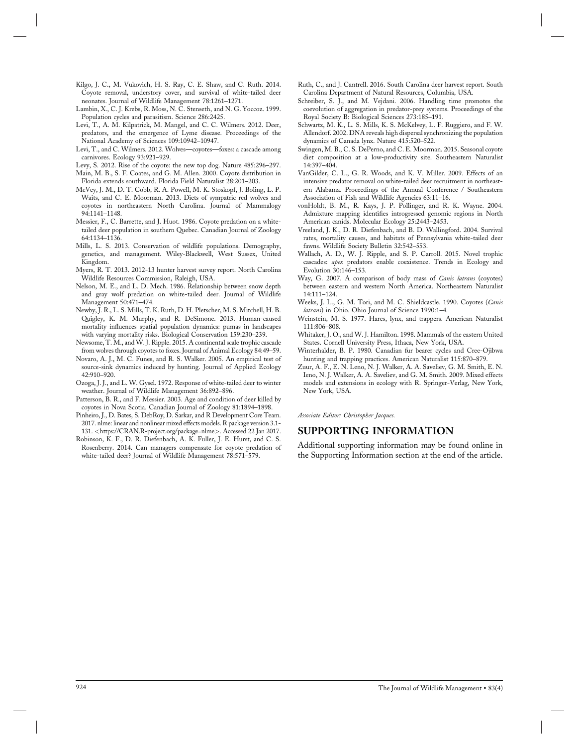Kilgo, J. C., M. Vukovich, H. S. Ray, C. E. Shaw, and C. Ruth. 2014. Coyote removal, understory cover, and survival of white-tailed deer neonates. Journal of Wildlife Management 78:1261–1271.

Lambin, X., C. J. Krebs, R. Moss, N. C. Stenseth, and N. G. Yoccoz. 1999. Population cycles and parasitism. Science 286:2425.

Levi, T., A. M. Kilpatrick, M. Mangel, and C. C. Wilmers. 2012. Deer, predators, and the emergence of Lyme disease. Proceedings of the National Academy of Sciences 109:10942–10947.

Levi, T., and C. Wilmers. 2012. Wolves—coyotes—foxes: a cascade among carnivores. Ecology 93:921–929.

Levy, S. 2012. Rise of the coyote: the new top dog. Nature 485:296–297.

Main, M. B., S. F. Coates, and G. M. Allen. 2000. Coyote distribution in Florida extends southward. Florida Field Naturalist 28:201–203.

McVey, J. M., D. T. Cobb, R. A. Powell, M. K. Stoskopf, J. Boling, L. P. Waits, and C. E. Moorman. 2013. Diets of sympatric red wolves and coyotes in northeastern North Carolina. Journal of Mammalogy 94:1141–1148.

Messier, F., C. Barrette, and J. Huot. 1986. Coyote predation on a white-tailed deer population in southern Quebec. Canadian Journal of Zoology 64:1134–1136.

Mills, L. S. 2013. Conservation of wildlife populations. Demography, genetics, and management. Wiley-Blackwell, West Sussex, United Kingdom.

Myers, R. T. 2013. 2012-13 hunter harvest survey report. North Carolina Wildlife Resources Commission, Raleigh, USA.

Nelson, M. E., and L. D. Mech. 1986. Relationship between snow depth and gray wolf predation on white-tailed deer. Journal of Wildlife Management 50:471–474.

Newby, J. R., L. S. Mills, T. K. Ruth, D. H. Pletscher, M. S. Mitchell, H. B. Quigley, K. M. Murphy, and R. DeSimone. 2013. Human-caused mortality influences spatial population dynamics: pumas in landscapes with varying mortality risks. Biological Conservation 159:230–239.

Newsome, T. M., and W. J. Ripple. 2015. A continental scale trophic cascade from wolves through coyotes to foxes. Journal of Animal Ecology 84:49–59.

Novaro, A. J., M. C. Funes, and R. S. Walker. 2005. An empirical test of source-sink dynamics induced by hunting. Journal of Applied Ecology 42:910–920.

Ozoga, J. J., and L. W. Gysel. 1972. Response of white-tailed deer to winter weather. Journal of Wildlife Management 36:892–896.

Patterson, B. R., and F. Messier. 2003. Age and condition of deer killed by coyotes in Nova Scotia. Canadian Journal of Zoology 81:1894–1898.

Pinheiro, J., D. Bates, S. DebRoy, D. Sarkar, and R Development Core Team. 2017. nlme: linear and nonlinear mixed effects models. R package version 3.1-131. <https://CRAN.R-project.org/package=nlme>. Accessed 22 Jan 2017.

Robinson, K. F., D. R. Diefenbach, A. K. Fuller, J. E. Hurst, and C. S. Rosenberry. 2014. Can managers compensate for coyote predation of white-tailed deer? Journal of Wildlife Management 78:571–579.

Ruth, C., and J. Cantrell. 2016. South Carolina deer harvest report. South Carolina Department of Natural Resources, Columbia, USA.

Schreiber, S. J., and M. Vejdani. 2006. Handling time promotes the coevolution of aggregation in predator-prey systems. Proceedings of the Royal Society B: Biological Sciences 273:185–191.

Schwartz, M. K., L. S. Mills, K. S. McKelvey, L. F. Ruggiero, and F. W. Allendorf. 2002. DNA reveals high dispersal synchronizing the population dynamics of Canada lynx. Nature 415:520–522.

Swingen, M. B., C. S. DePerno, and C. E. Moorman. 2015. Seasonal coyote diet composition at a low-productivity site. Southeastern Naturalist 14:397–404.

VanGilder, C. L., G. R. Woods, and K. V. Miller. 2009. Effects of an intensive predator removal on white-tailed deer recruitment in northeastern Alabama. Proceedings of the Annual Conference / Southeastern Association of Fish and Wildlife Agencies 63:11–16.

vonHoldt, B. M., R. Kays, J. P. Pollinger, and R. K. Wayne. 2004. Admixture mapping identifies introgressed genomic regions in North American canids. Molecular Ecology 25:2443–2453.

Vreeland, J. K., D. R. Diefenbach, and B. D. Wallingford. 2004. Survival rates, mortality causes, and habitats of Pennsylvania white-tailed deer fawns. Wildlife Society Bulletin 32:542–553.

Wallach, A. D., W. J. Ripple, and S. P. Carroll. 2015. Novel trophic cascades: *apex* predators enable coexistence. Trends in Ecology and Evolution 30:146–153.

Way, G. 2007. A comparison of body mass of *Canis latrans* (coyotes) between eastern and western North America. Northeastern Naturalist 14:111–124.

Weeks, J. L., G. M. Tori, and M. C. Shieldcastle. 1990. Coyotes (*Canis latrans*) in Ohio. Ohio Journal of Science 1990:1–4.

Weinstein, M. S. 1977. Hares, lynx, and trappers. American Naturalist 111:806–808.

Whitaker, J. O., and W. J. Hamilton. 1998. Mammals of the eastern United States. Cornell University Press, Ithaca, New York, USA.

Winterhalder, B. P. 1980. Canadian fur bearer cycles and Cree-Ojibwa hunting and trapping practices. American Naturalist 115:870–879.

Zuur, A. F., E. N. Leno, N. J. Walker, A. A. Saveliev, G. M. Smith, E. N. Ieno, N. J. Walker, A. A. Saveliev, and G. M. Smith. 2009. Mixed effects models and extensions in ecology with R. Springer-Verlag, New York, New York, USA.

*Associate Editor: Christopher Jacques.*

## SUPPORTING INFORMATION

Additional supporting information may be found online in the Supporting Information section at the end of the article.